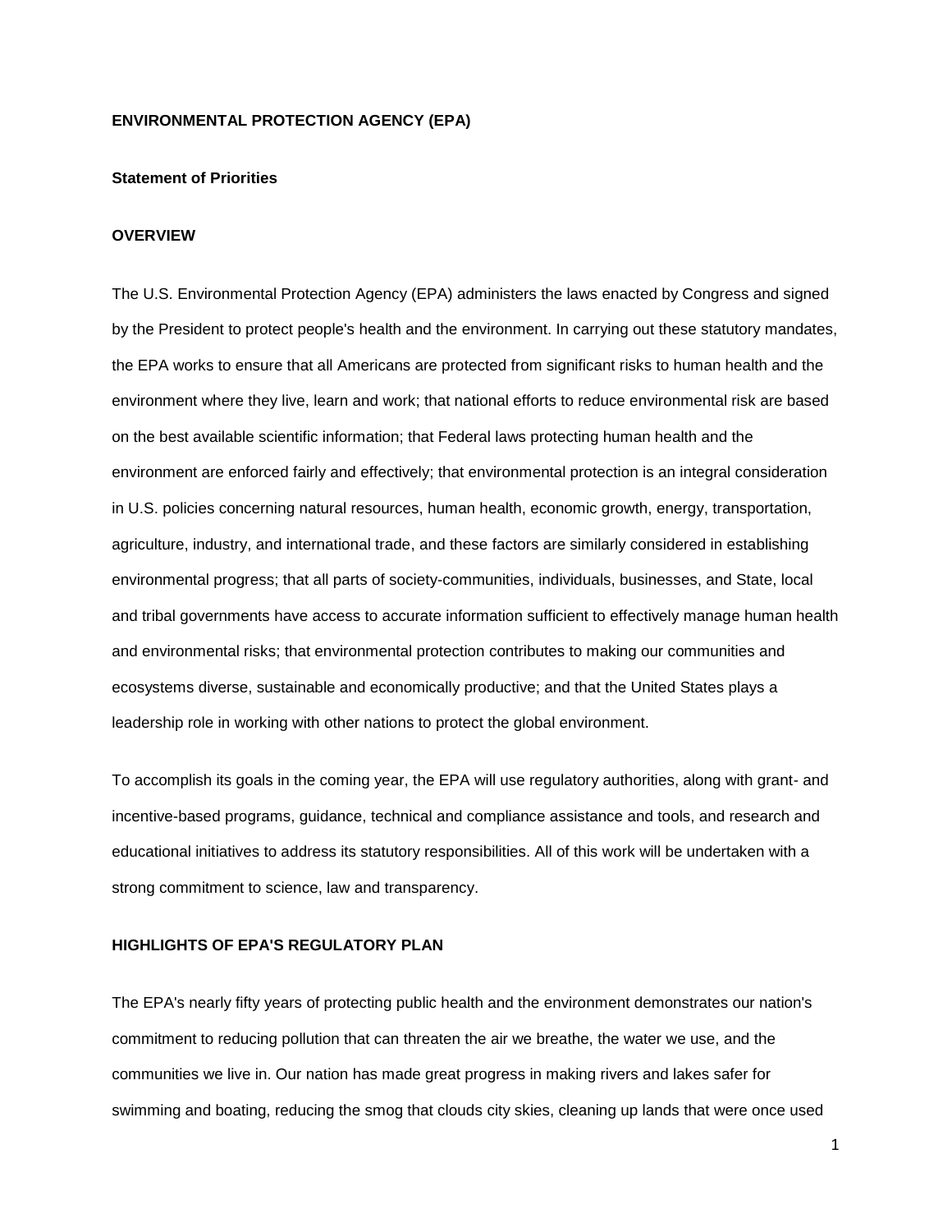# ENVIRONMENTAL PROTECTION AGENCY (EPA)

## Statement of Priorities

## OVERVIEW

The U.S. Environmental Protection Agency (EPA) administers the laws enacted by Congress and signed by the President to protect people's health and the environment. In carrying out these statutory mandates, the EPA works to ensure that all Americans are protected from significant risks to human health and the environment where they live, learn and work; that national efforts to reduce environmental risk are based on the best available scientific information; that Federal laws protecting human health and the environment are enforced fairly and effectively; that environmental protection is an integral consideration in U.S. policies concerning natural resources, human health, economic growth, energy, transportation, agriculture, industry, and international trade, and these factors are similarly considered in establishing environmental progress; that all parts of society-communities, individuals, businesses, and State, local and tribal governments have access to accurate information sufficient to effectively manage human health and environmental risks; that environmental protection contributes to making our communities and ecosystems diverse, sustainable and economically productive; and that the United States plays a leadership role in working with other nations to protect the global environment.

To accomplish its goals in the coming year, the EPA will use regulatory authorities, along with grant- and incentive-based programs, guidance, technical and compliance assistance and tools, and research and educational initiatives to address its statutory responsibilities. All of this work will be undertaken with a strong commitment to science, law and transparency.

## HIGHLIGHTS OF EPA'S REGULATORY PLAN

The EPA's nearly fifty years of protecting public health and the environment demonstrates our nation's commitment to reducing pollution that can threaten the air we breathe, the water we use, and the communities we live in. Our nation has made great progress in making rivers and lakes safer for swimming and boating, reducing the smog that clouds city skies, cleaning up lands that were once used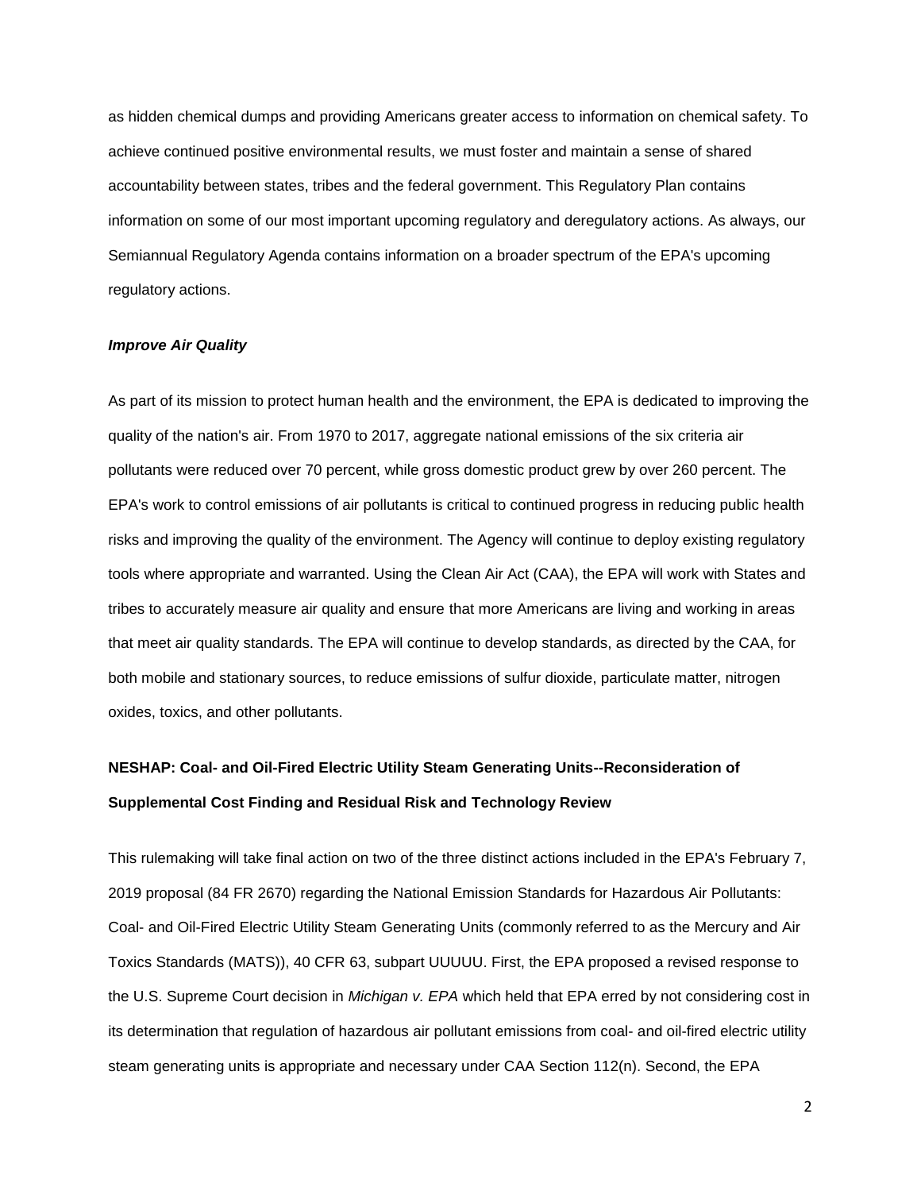as hidden chemical dumps and providing Americans greater access to information on chemical safety. To achieve continued positive environmental results, we must foster and maintain a sense of shared accountability between states, tribes and the federal government. This Regulatory Plan contains information on some of our most important upcoming regulatory and deregulatory actions. As always, our Semiannual Regulatory Agenda contains information on a broader spectrum of the EPA's upcoming regulatory actions.

### ***Improve Air Quality***

As part of its mission to protect human health and the environment, the EPA is dedicated to improving the quality of the nation's air. From 1970 to 2017, aggregate national emissions of the six criteria air pollutants were reduced over 70 percent, while gross domestic product grew by over 260 percent. The EPA's work to control emissions of air pollutants is critical to continued progress in reducing public health risks and improving the quality of the environment. The Agency will continue to deploy existing regulatory tools where appropriate and warranted. Using the Clean Air Act (CAA), the EPA will work with States and tribes to accurately measure air quality and ensure that more Americans are living and working in areas that meet air quality standards. The EPA will continue to develop standards, as directed by the CAA, for both mobile and stationary sources, to reduce emissions of sulfur dioxide, particulate matter, nitrogen oxides, toxics, and other pollutants.

#### **NESHAP: Coal- and Oil-Fired Electric Utility Steam Generating Units--Reconsideration of Supplemental Cost Finding and Residual Risk and Technology Review**

This rulemaking will take final action on two of the three distinct actions included in the EPA's February 7, 2019 proposal (84 FR 2670) regarding the National Emission Standards for Hazardous Air Pollutants: Coal- and Oil-Fired Electric Utility Steam Generating Units (commonly referred to as the Mercury and Air Toxics Standards (MATS)), 40 CFR 63, subpart UUUUU. First, the EPA proposed a revised response to the U.S. Supreme Court decision in *Michigan v. EPA* which held that EPA erred by not considering cost in its determination that regulation of hazardous air pollutant emissions from coal- and oil-fired electric utility steam generating units is appropriate and necessary under CAA Section 112(n). Second, the EPA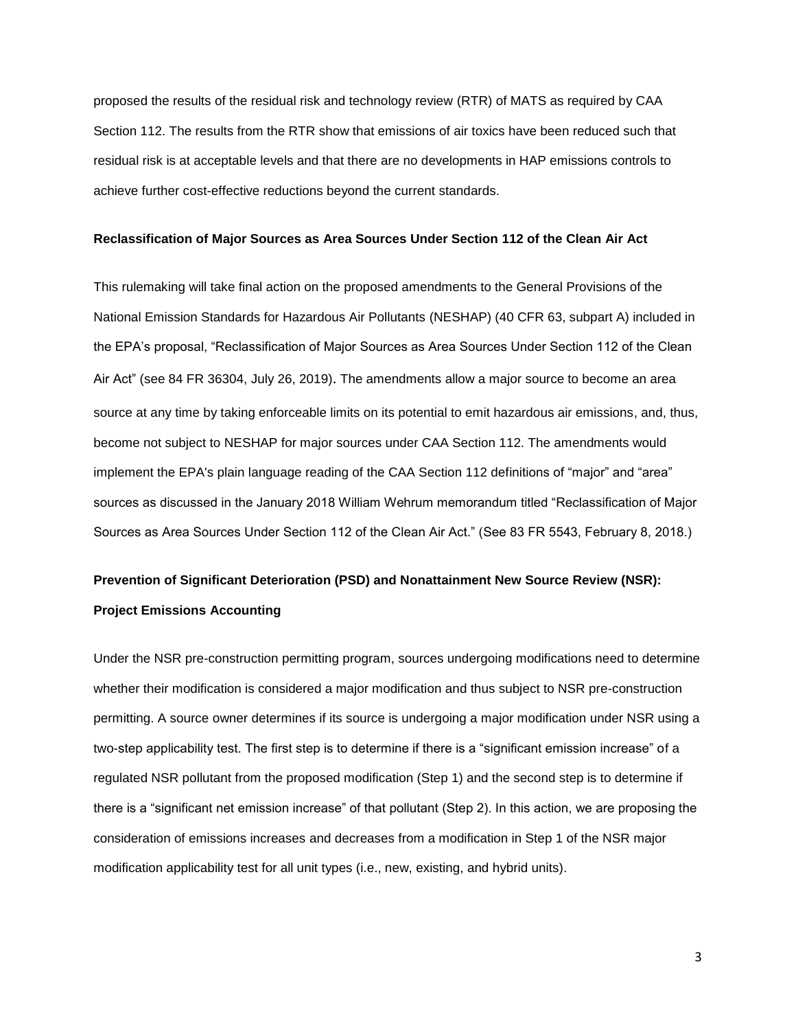proposed the results of the residual risk and technology review (RTR) of MATS as required by CAA Section 112. The results from the RTR show that emissions of air toxics have been reduced such that residual risk is at acceptable levels and that there are no developments in HAP emissions controls to achieve further cost-effective reductions beyond the current standards.

**Reclassification of Major Sources as Area Sources Under Section 112 of the Clean Air Act**

This rulemaking will take final action on the proposed amendments to the General Provisions of the National Emission Standards for Hazardous Air Pollutants (NESHAP) (40 CFR 63, subpart A) included in the EPA's proposal, "Reclassification of Major Sources as Area Sources Under Section 112 of the Clean Air Act" (see 84 FR 36304, July 26, 2019). The amendments allow a major source to become an area source at any time by taking enforceable limits on its potential to emit hazardous air emissions, and, thus, become not subject to NESHAP for major sources under CAA Section 112. The amendments would implement the EPA's plain language reading of the CAA Section 112 definitions of "major" and "area" sources as discussed in the January 2018 William Wehrum memorandum titled "Reclassification of Major Sources as Area Sources Under Section 112 of the Clean Air Act." (See 83 FR 5543, February 8, 2018.)

**Prevention of Significant Deterioration (PSD) and Nonattainment New Source Review (NSR): Project Emissions Accounting**

Under the NSR pre-construction permitting program, sources undergoing modifications need to determine whether their modification is considered a major modification and thus subject to NSR pre-construction permitting. A source owner determines if its source is undergoing a major modification under NSR using a two-step applicability test. The first step is to determine if there is a "significant emission increase" of a regulated NSR pollutant from the proposed modification (Step 1) and the second step is to determine if there is a "significant net emission increase" of that pollutant (Step 2). In this action, we are proposing the consideration of emissions increases and decreases from a modification in Step 1 of the NSR major modification applicability test for all unit types (i.e., new, existing, and hybrid units).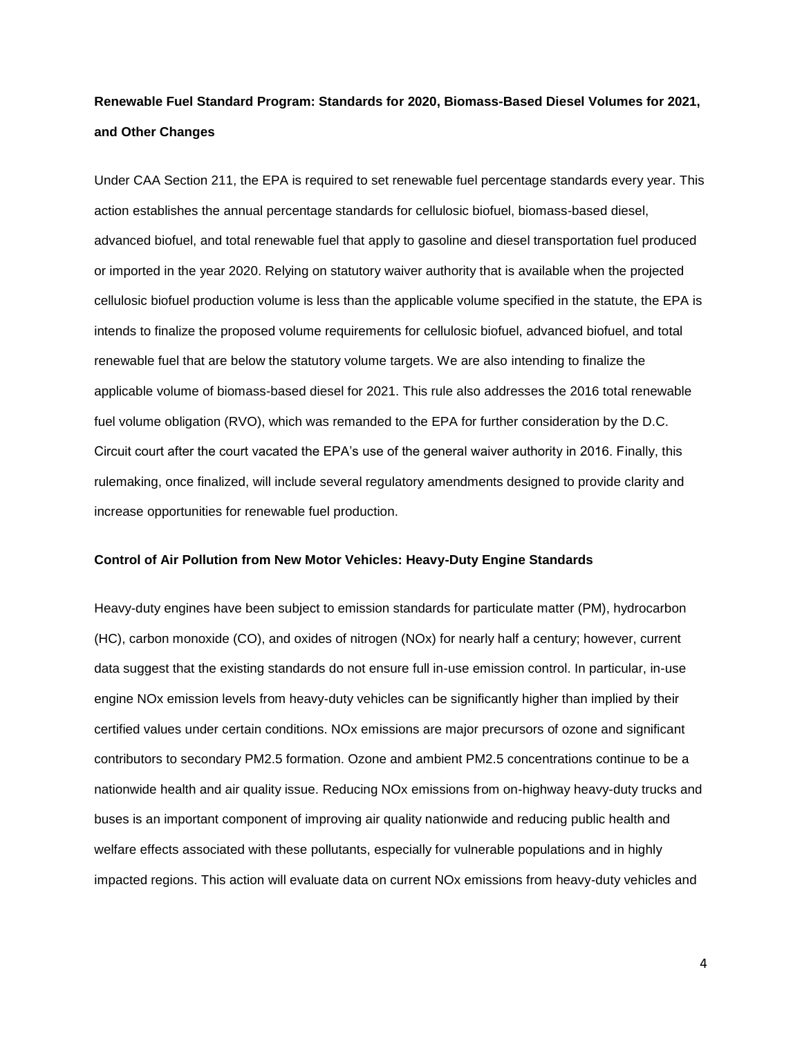**Renewable Fuel Standard Program: Standards for 2020, Biomass-Based Diesel Volumes for 2021, and Other Changes**

Under CAA Section 211, the EPA is required to set renewable fuel percentage standards every year. This action establishes the annual percentage standards for cellulosic biofuel, biomass-based diesel, advanced biofuel, and total renewable fuel that apply to gasoline and diesel transportation fuel produced or imported in the year 2020. Relying on statutory waiver authority that is available when the projected cellulosic biofuel production volume is less than the applicable volume specified in the statute, the EPA is intends to finalize the proposed volume requirements for cellulosic biofuel, advanced biofuel, and total renewable fuel that are below the statutory volume targets. We are also intending to finalize the applicable volume of biomass-based diesel for 2021. This rule also addresses the 2016 total renewable fuel volume obligation (RVO), which was remanded to the EPA for further consideration by the D.C. Circuit court after the court vacated the EPA's use of the general waiver authority in 2016. Finally, this rulemaking, once finalized, will include several regulatory amendments designed to provide clarity and increase opportunities for renewable fuel production.

**Control of Air Pollution from New Motor Vehicles: Heavy-Duty Engine Standards**

Heavy-duty engines have been subject to emission standards for particulate matter (PM), hydrocarbon (HC), carbon monoxide (CO), and oxides of nitrogen (NOx) for nearly half a century; however, current data suggest that the existing standards do not ensure full in-use emission control. In particular, in-use engine NOx emission levels from heavy-duty vehicles can be significantly higher than implied by their certified values under certain conditions. NOx emissions are major precursors of ozone and significant contributors to secondary $PM_{2.5}$ formation. Ozone and ambient $PM_{2.5}$ concentrations continue to be a nationwide health and air quality issue. Reducing NOx emissions from on-highway heavy-duty trucks and buses is an important component of improving air quality nationwide and reducing public health and welfare effects associated with these pollutants, especially for vulnerable populations and in highly impacted regions. This action will evaluate data on current NOx emissions from heavy-duty vehicles and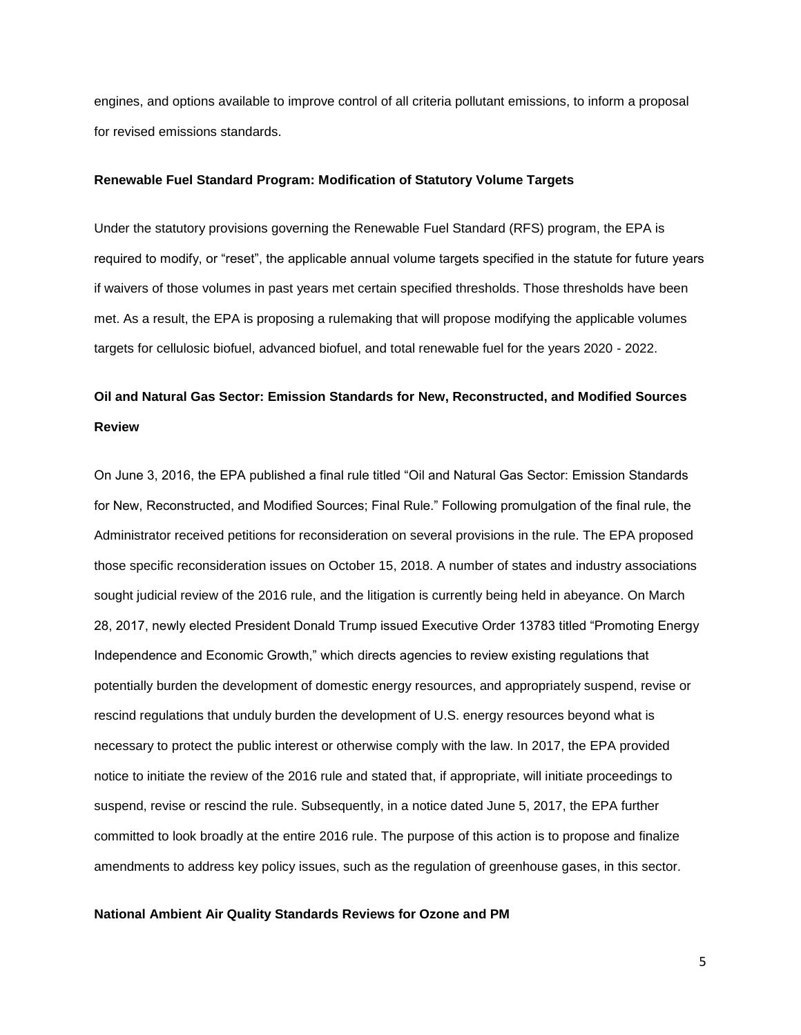engines, and options available to improve control of all criteria pollutant emissions, to inform a proposal for revised emissions standards.

**Renewable Fuel Standard Program: Modification of Statutory Volume Targets**

Under the statutory provisions governing the Renewable Fuel Standard (RFS) program, the EPA is required to modify, or "reset", the applicable annual volume targets specified in the statute for future years if waivers of those volumes in past years met certain specified thresholds. Those thresholds have been met. As a result, the EPA is proposing a rulemaking that will propose modifying the applicable volumes targets for cellulosic biofuel, advanced biofuel, and total renewable fuel for the years 2020 - 2022.

**Oil and Natural Gas Sector: Emission Standards for New, Reconstructed, and Modified Sources Review**

On June 3, 2016, the EPA published a final rule titled "Oil and Natural Gas Sector: Emission Standards for New, Reconstructed, and Modified Sources; Final Rule." Following promulgation of the final rule, the Administrator received petitions for reconsideration on several provisions in the rule. The EPA proposed those specific reconsideration issues on October 15, 2018. A number of states and industry associations sought judicial review of the 2016 rule, and the litigation is currently being held in abeyance. On March 28, 2017, newly elected President Donald Trump issued Executive Order 13783 titled "Promoting Energy Independence and Economic Growth," which directs agencies to review existing regulations that potentially burden the development of domestic energy resources, and appropriately suspend, revise or rescind regulations that unduly burden the development of U.S. energy resources beyond what is necessary to protect the public interest or otherwise comply with the law. In 2017, the EPA provided notice to initiate the review of the 2016 rule and stated that, if appropriate, will initiate proceedings to suspend, revise or rescind the rule. Subsequently, in a notice dated June 5, 2017, the EPA further committed to look broadly at the entire 2016 rule. The purpose of this action is to propose and finalize amendments to address key policy issues, such as the regulation of greenhouse gases, in this sector.

**National Ambient Air Quality Standards Reviews for Ozone and PM**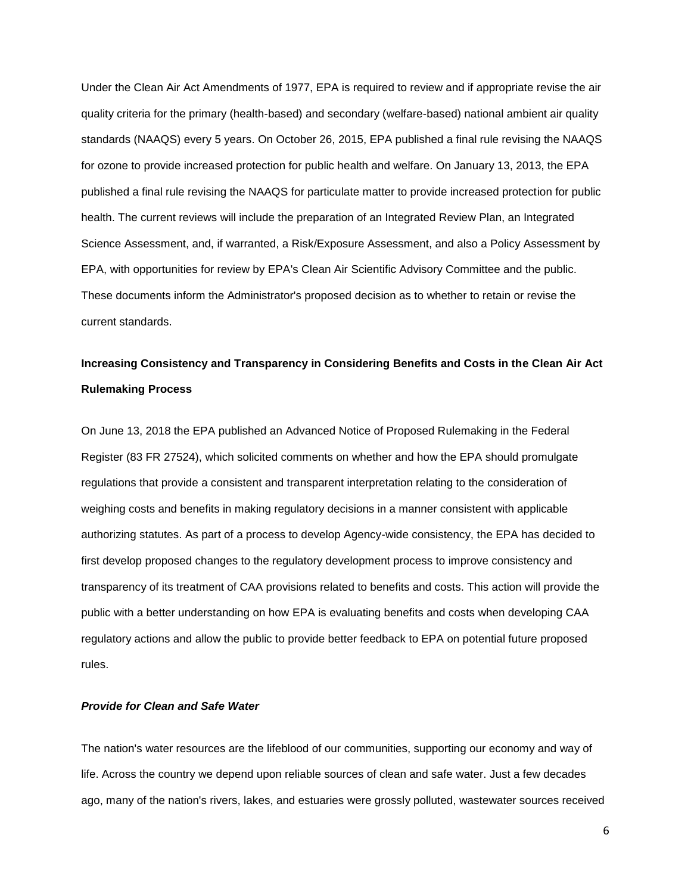Under the Clean Air Act Amendments of 1977, EPA is required to review and if appropriate revise the air quality criteria for the primary (health-based) and secondary (welfare-based) national ambient air quality standards (NAAQS) every 5 years. On October 26, 2015, EPA published a final rule revising the NAAQS for ozone to provide increased protection for public health and welfare. On January 13, 2013, the EPA published a final rule revising the NAAQS for particulate matter to provide increased protection for public health. The current reviews will include the preparation of an Integrated Review Plan, an Integrated Science Assessment, and, if warranted, a Risk/Exposure Assessment, and also a Policy Assessment by EPA, with opportunities for review by EPA's Clean Air Scientific Advisory Committee and the public. These documents inform the Administrator's proposed decision as to whether to retain or revise the current standards.

**Increasing Consistency and Transparency in Considering Benefits and Costs in the Clean Air Act Rulemaking Process**

On June 13, 2018 the EPA published an Advanced Notice of Proposed Rulemaking in the Federal Register (83 FR 27524), which solicited comments on whether and how the EPA should promulgate regulations that provide a consistent and transparent interpretation relating to the consideration of weighing costs and benefits in making regulatory decisions in a manner consistent with applicable authorizing statutes. As part of a process to develop Agency-wide consistency, the EPA has decided to first develop proposed changes to the regulatory development process to improve consistency and transparency of its treatment of CAA provisions related to benefits and costs. This action will provide the public with a better understanding on how EPA is evaluating benefits and costs when developing CAA regulatory actions and allow the public to provide better feedback to EPA on potential future proposed rules.

***Provide for Clean and Safe Water***

The nation's water resources are the lifeblood of our communities, supporting our economy and way of life. Across the country we depend upon reliable sources of clean and safe water. Just a few decades ago, many of the nation's rivers, lakes, and estuaries were grossly polluted, wastewater sources received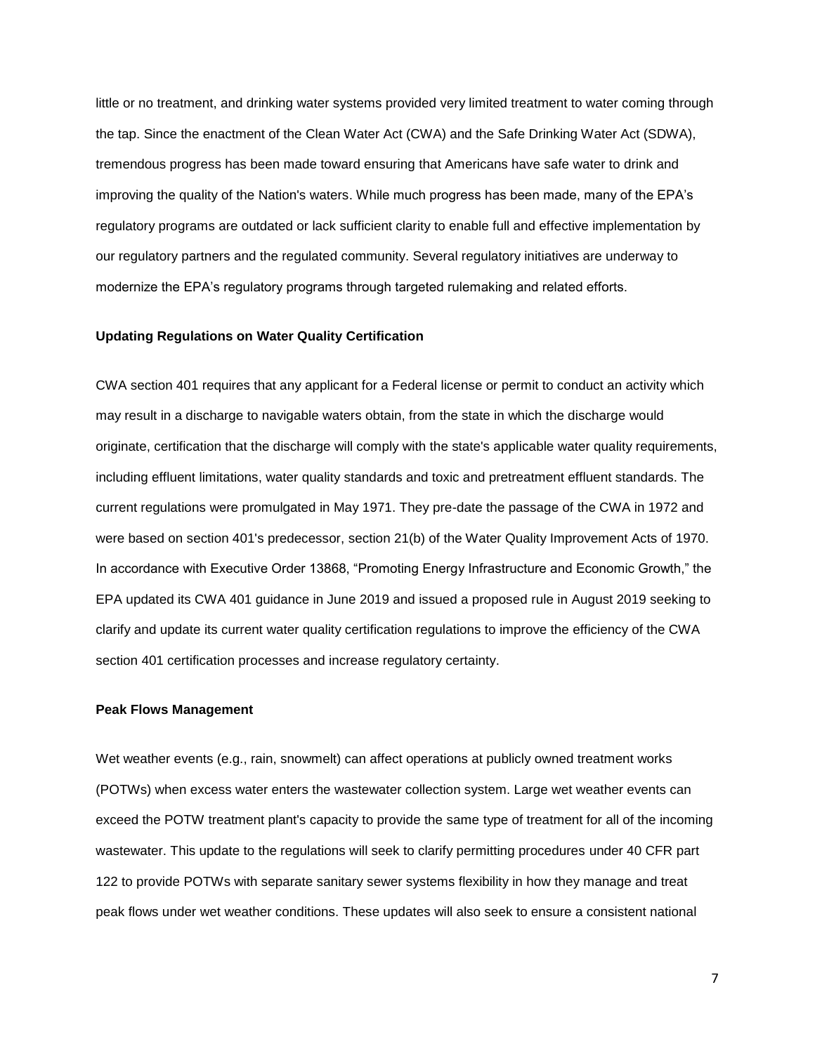little or no treatment, and drinking water systems provided very limited treatment to water coming through the tap. Since the enactment of the Clean Water Act (CWA) and the Safe Drinking Water Act (SDWA), tremendous progress has been made toward ensuring that Americans have safe water to drink and improving the quality of the Nation's waters. While much progress has been made, many of the EPA's regulatory programs are outdated or lack sufficient clarity to enable full and effective implementation by our regulatory partners and the regulated community. Several regulatory initiatives are underway to modernize the EPA's regulatory programs through targeted rulemaking and related efforts.

**Updating Regulations on Water Quality Certification**

CWA section 401 requires that any applicant for a Federal license or permit to conduct an activity which may result in a discharge to navigable waters obtain, from the state in which the discharge would originate, certification that the discharge will comply with the state's applicable water quality requirements, including effluent limitations, water quality standards and toxic and pretreatment effluent standards. The current regulations were promulgated in May 1971. They pre-date the passage of the CWA in 1972 and were based on section 401's predecessor, section 21(b) of the Water Quality Improvement Acts of 1970. In accordance with Executive Order 13868, "Promoting Energy Infrastructure and Economic Growth," the EPA updated its CWA 401 guidance in June 2019 and issued a proposed rule in August 2019 seeking to clarify and update its current water quality certification regulations to improve the efficiency of the CWA section 401 certification processes and increase regulatory certainty.

**Peak Flows Management**

Wet weather events (e.g., rain, snowmelt) can affect operations at publicly owned treatment works (POTWs) when excess water enters the wastewater collection system. Large wet weather events can exceed the POTW treatment plant's capacity to provide the same type of treatment for all of the incoming wastewater. This update to the regulations will seek to clarify permitting procedures under 40 CFR part 122 to provide POTWs with separate sanitary sewer systems flexibility in how they manage and treat peak flows under wet weather conditions. These updates will also seek to ensure a consistent national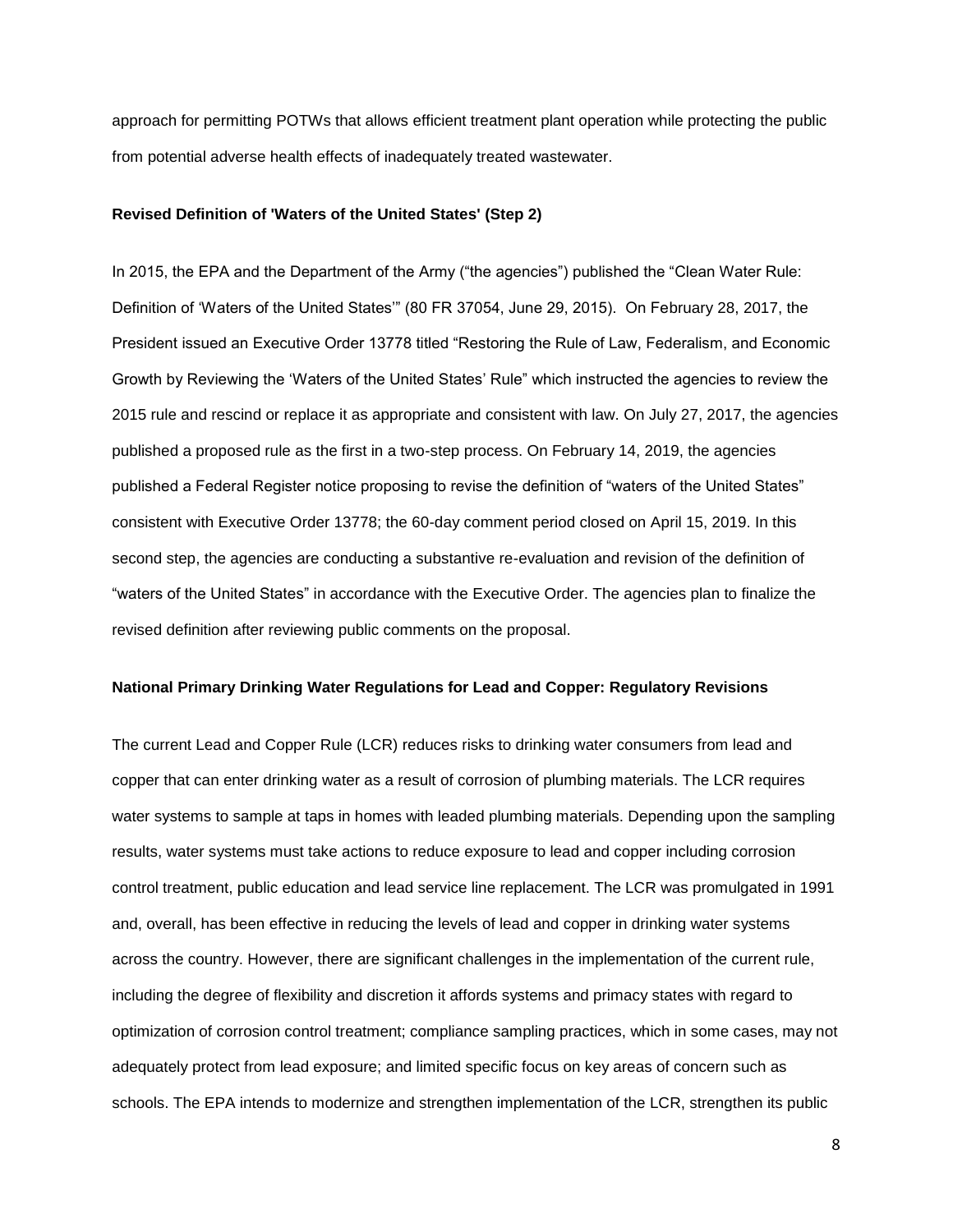approach for permitting POTWs that allows efficient treatment plant operation while protecting the public from potential adverse health effects of inadequately treated wastewater.

**Revised Definition of 'Waters of the United States' (Step 2)**

In 2015, the EPA and the Department of the Army ("the agencies") published the "Clean Water Rule: Definition of 'Waters of the United States'" (80 FR 37054, June 29, 2015). On February 28, 2017, the President issued an Executive Order 13778 titled "Restoring the Rule of Law, Federalism, and Economic Growth by Reviewing the 'Waters of the United States' Rule" which instructed the agencies to review the 2015 rule and rescind or replace it as appropriate and consistent with law. On July 27, 2017, the agencies published a proposed rule as the first in a two-step process. On February 14, 2019, the agencies published a Federal Register notice proposing to revise the definition of "waters of the United States" consistent with Executive Order 13778; the 60-day comment period closed on April 15, 2019. In this second step, the agencies are conducting a substantive re-evaluation and revision of the definition of "waters of the United States" in accordance with the Executive Order. The agencies plan to finalize the revised definition after reviewing public comments on the proposal.

**National Primary Drinking Water Regulations for Lead and Copper: Regulatory Revisions**

The current Lead and Copper Rule (LCR) reduces risks to drinking water consumers from lead and copper that can enter drinking water as a result of corrosion of plumbing materials. The LCR requires water systems to sample at taps in homes with leaded plumbing materials. Depending upon the sampling results, water systems must take actions to reduce exposure to lead and copper including corrosion control treatment, public education and lead service line replacement. The LCR was promulgated in 1991 and, overall, has been effective in reducing the levels of lead and copper in drinking water systems across the country. However, there are significant challenges in the implementation of the current rule, including the degree of flexibility and discretion it affords systems and primacy states with regard to optimization of corrosion control treatment; compliance sampling practices, which in some cases, may not adequately protect from lead exposure; and limited specific focus on key areas of concern such as schools. The EPA intends to modernize and strengthen implementation of the LCR, strengthen its public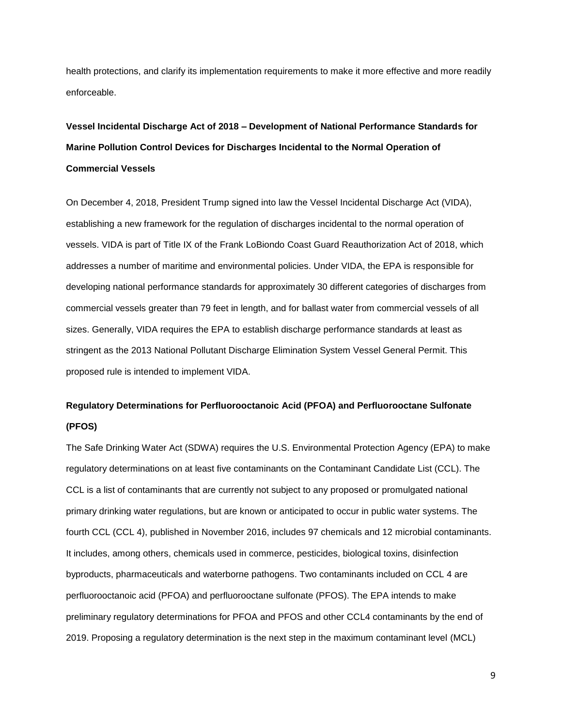health protections, and clarify its implementation requirements to make it more effective and more readily enforceable.

**Vessel Incidental Discharge Act of 2018 – Development of National Performance Standards for Marine Pollution Control Devices for Discharges Incidental to the Normal Operation of Commercial Vessels**

On December 4, 2018, President Trump signed into law the Vessel Incidental Discharge Act (VIDA), establishing a new framework for the regulation of discharges incidental to the normal operation of vessels. VIDA is part of Title IX of the Frank LoBiondo Coast Guard Reauthorization Act of 2018, which addresses a number of maritime and environmental policies. Under VIDA, the EPA is responsible for developing national performance standards for approximately 30 different categories of discharges from commercial vessels greater than 79 feet in length, and for ballast water from commercial vessels of all sizes. Generally, VIDA requires the EPA to establish discharge performance standards at least as stringent as the 2013 National Pollutant Discharge Elimination System Vessel General Permit. This proposed rule is intended to implement VIDA.

**Regulatory Determinations for Perfluorooctanoic Acid (PFOA) and Perfluorooctane Sulfonate (PFOS)**

The Safe Drinking Water Act (SDWA) requires the U.S. Environmental Protection Agency (EPA) to make regulatory determinations on at least five contaminants on the Contaminant Candidate List (CCL). The CCL is a list of contaminants that are currently not subject to any proposed or promulgated national primary drinking water regulations, but are known or anticipated to occur in public water systems. The fourth CCL (CCL 4), published in November 2016, includes 97 chemicals and 12 microbial contaminants. It includes, among others, chemicals used in commerce, pesticides, biological toxins, disinfection byproducts, pharmaceuticals and waterborne pathogens. Two contaminants included on CCL 4 are perfluorooctanoic acid (PFOA) and perfluorooctane sulfonate (PFOS). The EPA intends to make preliminary regulatory determinations for PFOA and PFOS and other CCL4 contaminants by the end of 2019. Proposing a regulatory determination is the next step in the maximum contaminant level (MCL)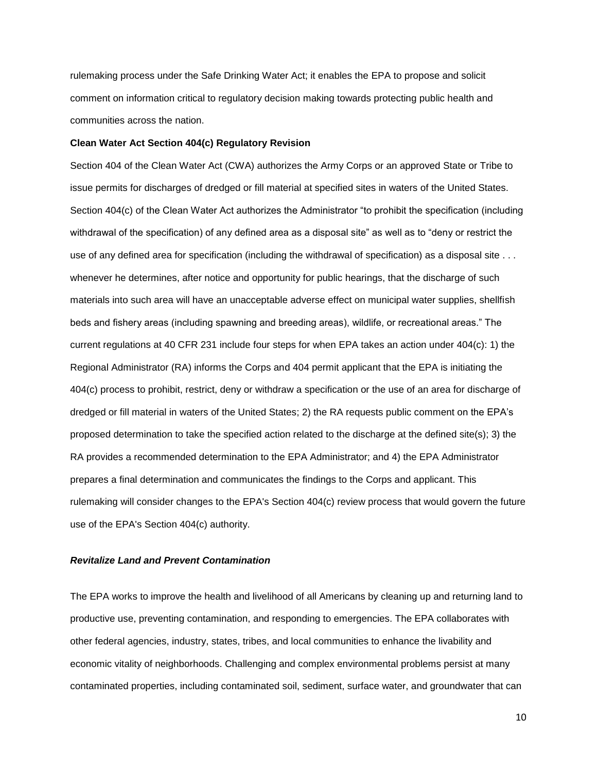rulemaking process under the Safe Drinking Water Act; it enables the EPA to propose and solicit comment on information critical to regulatory decision making towards protecting public health and communities across the nation.

**Clean Water Act Section 404(c) Regulatory Revision**

Section 404 of the Clean Water Act (CWA) authorizes the Army Corps or an approved State or Tribe to issue permits for discharges of dredged or fill material at specified sites in waters of the United States. Section 404(c) of the Clean Water Act authorizes the Administrator "to prohibit the specification (including withdrawal of the specification) of any defined area as a disposal site" as well as to "deny or restrict the use of any defined area for specification (including the withdrawal of specification) as a disposal site . . . whenever he determines, after notice and opportunity for public hearings, that the discharge of such materials into such area will have an unacceptable adverse effect on municipal water supplies, shellfish beds and fishery areas (including spawning and breeding areas), wildlife, or recreational areas." The current regulations at 40 CFR 231 include four steps for when EPA takes an action under 404(c): 1) the Regional Administrator (RA) informs the Corps and 404 permit applicant that the EPA is initiating the 404(c) process to prohibit, restrict, deny or withdraw a specification or the use of an area for discharge of dredged or fill material in waters of the United States; 2) the RA requests public comment on the EPA's proposed determination to take the specified action related to the discharge at the defined site(s); 3) the RA provides a recommended determination to the EPA Administrator; and 4) the EPA Administrator prepares a final determination and communicates the findings to the Corps and applicant. This rulemaking will consider changes to the EPA's Section 404(c) review process that would govern the future use of the EPA's Section 404(c) authority.

***Revitalize Land and Prevent Contamination***

The EPA works to improve the health and livelihood of all Americans by cleaning up and returning land to productive use, preventing contamination, and responding to emergencies. The EPA collaborates with other federal agencies, industry, states, tribes, and local communities to enhance the livability and economic vitality of neighborhoods. Challenging and complex environmental problems persist at many contaminated properties, including contaminated soil, sediment, surface water, and groundwater that can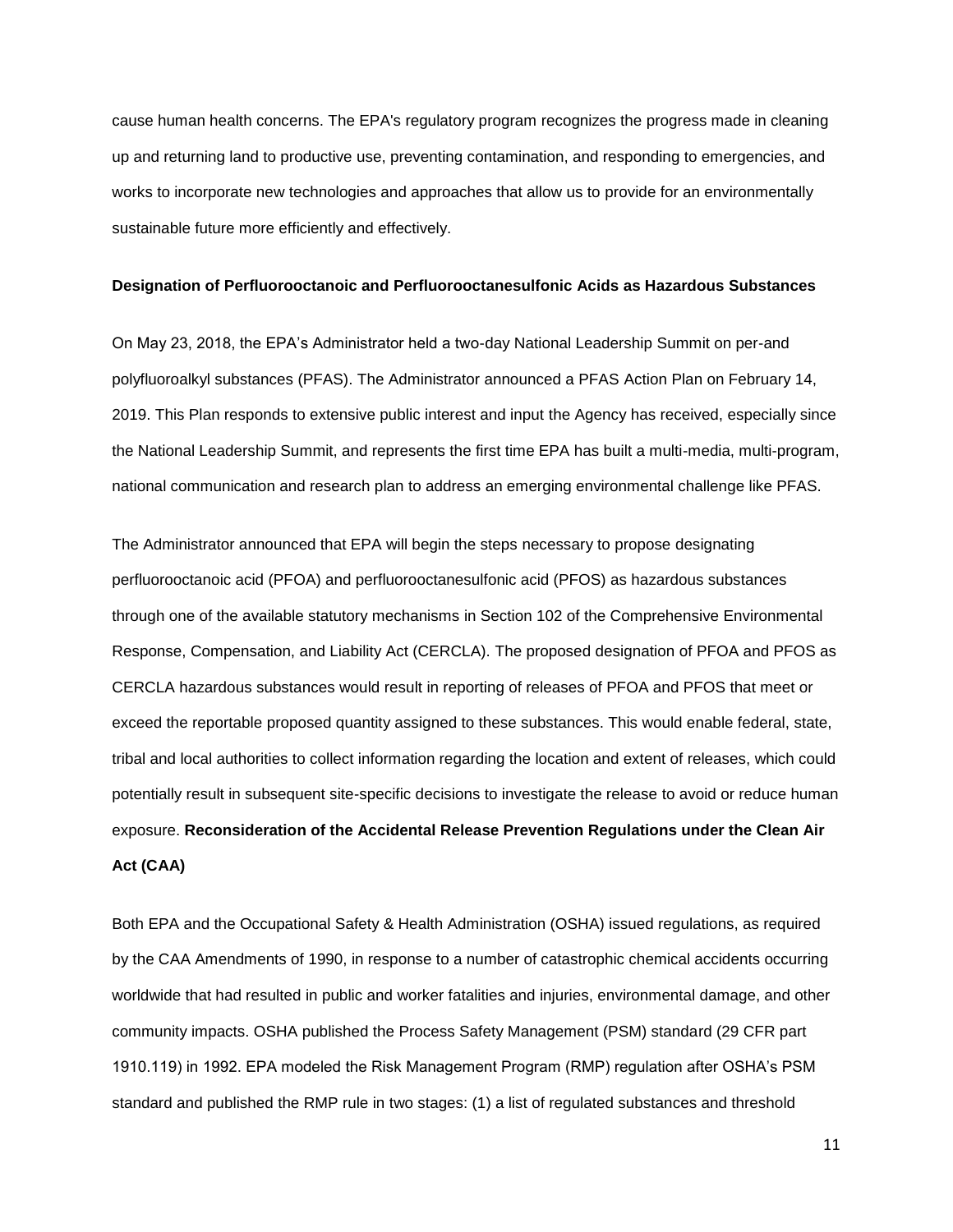cause human health concerns. The EPA's regulatory program recognizes the progress made in cleaning up and returning land to productive use, preventing contamination, and responding to emergencies, and works to incorporate new technologies and approaches that allow us to provide for an environmentally sustainable future more efficiently and effectively.

**Designation of Perfluorooctanoic and Perfluorooctanesulfonic Acids as Hazardous Substances**

On May 23, 2018, the EPA's Administrator held a two-day National Leadership Summit on per-and polyfluoroalkyl substances (PFAS). The Administrator announced a PFAS Action Plan on February 14, 2019. This Plan responds to extensive public interest and input the Agency has received, especially since the National Leadership Summit, and represents the first time EPA has built a multi-media, multi-program, national communication and research plan to address an emerging environmental challenge like PFAS.

The Administrator announced that EPA will begin the steps necessary to propose designating perfluorooctanoic acid (PFOA) and perfluorooctanesulfonic acid (PFOS) as hazardous substances through one of the available statutory mechanisms in Section 102 of the Comprehensive Environmental Response, Compensation, and Liability Act (CERCLA). The proposed designation of PFOA and PFOS as CERCLA hazardous substances would result in reporting of releases of PFOA and PFOS that meet or exceed the reportable proposed quantity assigned to these substances. This would enable federal, state, tribal and local authorities to collect information regarding the location and extent of releases, which could potentially result in subsequent site-specific decisions to investigate the release to avoid or reduce human exposure.

**Reconsideration of the Accidental Release Prevention Regulations under the Clean Air Act (CAA)**

Both EPA and the Occupational Safety & Health Administration (OSHA) issued regulations, as required by the CAA Amendments of 1990, in response to a number of catastrophic chemical accidents occurring worldwide that had resulted in public and worker fatalities and injuries, environmental damage, and other community impacts. OSHA published the Process Safety Management (PSM) standard (29 CFR part 1910.119) in 1992. EPA modeled the Risk Management Program (RMP) regulation after OSHA's PSM standard and published the RMP rule in two stages: (1) a list of regulated substances and threshold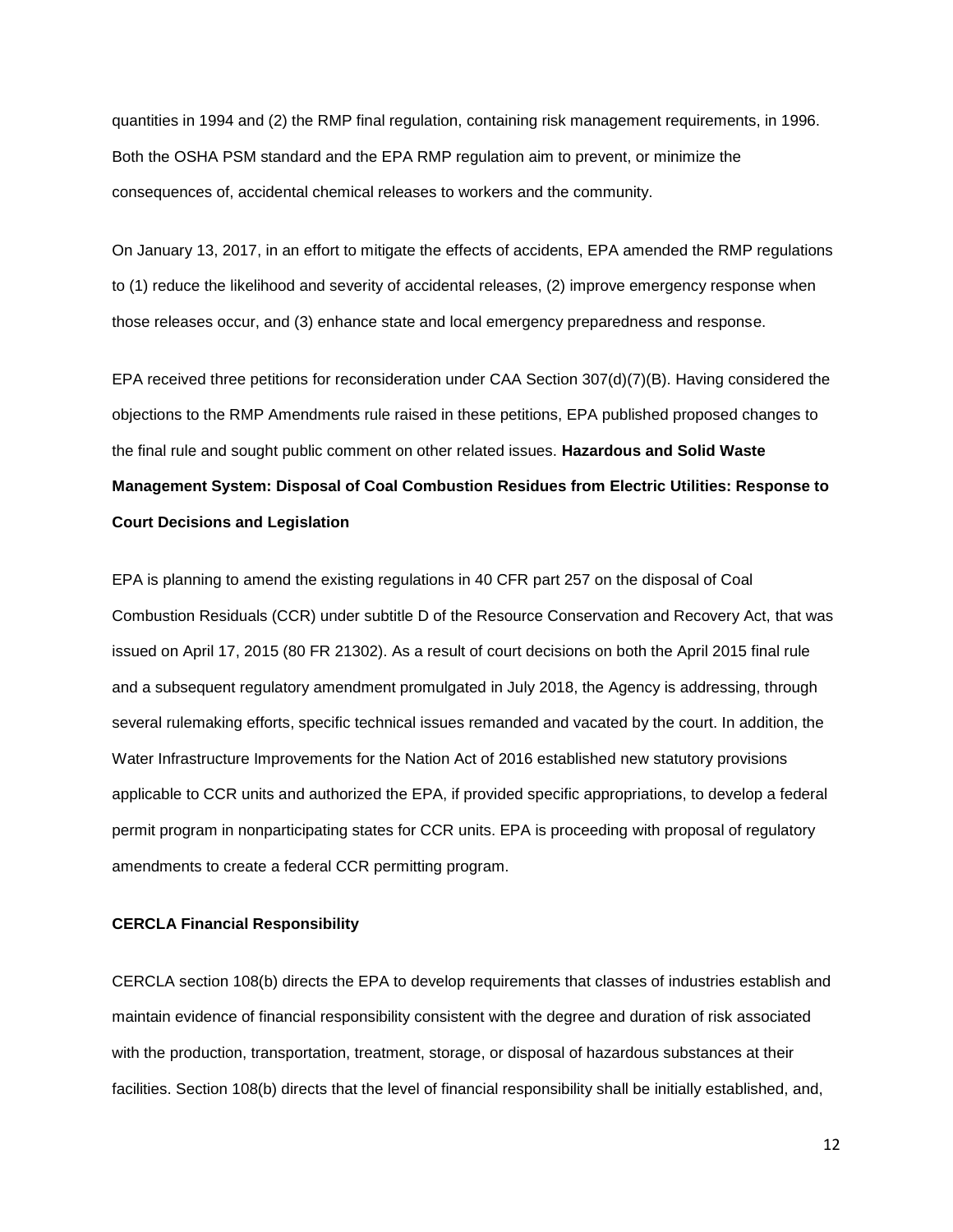quantities in 1994 and (2) the RMP final regulation, containing risk management requirements, in 1996. Both the OSHA PSM standard and the EPA RMP regulation aim to prevent, or minimize the consequences of, accidental chemical releases to workers and the community.

On January 13, 2017, in an effort to mitigate the effects of accidents, EPA amended the RMP regulations to (1) reduce the likelihood and severity of accidental releases, (2) improve emergency response when those releases occur, and (3) enhance state and local emergency preparedness and response.

EPA received three petitions for reconsideration under CAA Section 307(d)(7)(B). Having considered the objections to the RMP Amendments rule raised in these petitions, EPA published proposed changes to the final rule and sought public comment on other related issues.

**Hazardous and Solid Waste Management System: Disposal of Coal Combustion Residues from Electric Utilities: Response to Court Decisions and Legislation**

EPA is planning to amend the existing regulations in 40 CFR part 257 on the disposal of Coal Combustion Residuals (CCR) under subtitle D of the Resource Conservation and Recovery Act, that was issued on April 17, 2015 (80 FR 21302). As a result of court decisions on both the April 2015 final rule and a subsequent regulatory amendment promulgated in July 2018, the Agency is addressing, through several rulemaking efforts, specific technical issues remanded and vacated by the court. In addition, the Water Infrastructure Improvements for the Nation Act of 2016 established new statutory provisions applicable to CCR units and authorized the EPA, if provided specific appropriations, to develop a federal permit program in nonparticipating states for CCR units. EPA is proceeding with proposal of regulatory amendments to create a federal CCR permitting program.

**CERCLA Financial Responsibility**

CERCLA section 108(b) directs the EPA to develop requirements that classes of industries establish and maintain evidence of financial responsibility consistent with the degree and duration of risk associated with the production, transportation, treatment, storage, or disposal of hazardous substances at their facilities. Section 108(b) directs that the level of financial responsibility shall be initially established, and,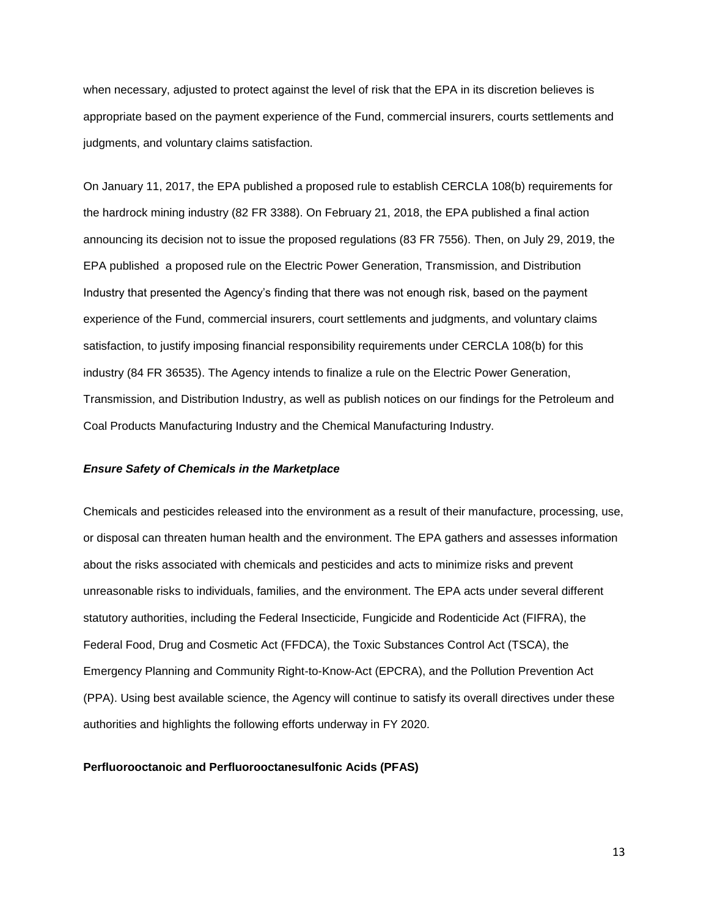when necessary, adjusted to protect against the level of risk that the EPA in its discretion believes is appropriate based on the payment experience of the Fund, commercial insurers, courts settlements and judgments, and voluntary claims satisfaction.

On January 11, 2017, the EPA published a proposed rule to establish CERCLA 108(b) requirements for the hardrock mining industry (82 FR 3388). On February 21, 2018, the EPA published a final action announcing its decision not to issue the proposed regulations (83 FR 7556). Then, on July 29, 2019, the EPA published a proposed rule on the Electric Power Generation, Transmission, and Distribution Industry that presented the Agency's finding that there was not enough risk, based on the payment experience of the Fund, commercial insurers, court settlements and judgments, and voluntary claims satisfaction, to justify imposing financial responsibility requirements under CERCLA 108(b) for this industry (84 FR 36535). The Agency intends to finalize a rule on the Electric Power Generation, Transmission, and Distribution Industry, as well as publish notices on our findings for the Petroleum and Coal Products Manufacturing Industry and the Chemical Manufacturing Industry.

***Ensure Safety of Chemicals in the Marketplace***

Chemicals and pesticides released into the environment as a result of their manufacture, processing, use, or disposal can threaten human health and the environment. The EPA gathers and assesses information about the risks associated with chemicals and pesticides and acts to minimize risks and prevent unreasonable risks to individuals, families, and the environment. The EPA acts under several different statutory authorities, including the Federal Insecticide, Fungicide and Rodenticide Act (FIFRA), the Federal Food, Drug and Cosmetic Act (FFDCA), the Toxic Substances Control Act (TSCA), the Emergency Planning and Community Right-to-Know-Act (EPCRA), and the Pollution Prevention Act (PPA). Using best available science, the Agency will continue to satisfy its overall directives under these authorities and highlights the following efforts underway in FY 2020.

**Perfluorooctanoic and Perfluorooctanesulfonic Acids (PFAS)**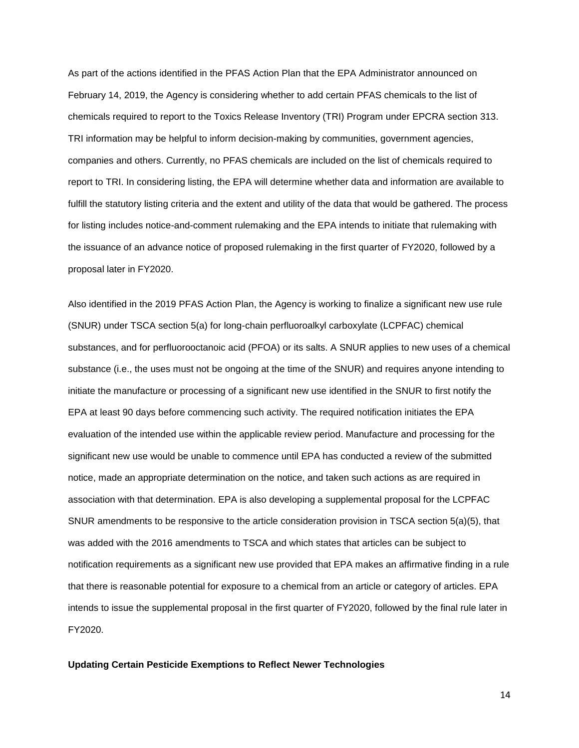As part of the actions identified in the PFAS Action Plan that the EPA Administrator announced on February 14, 2019, the Agency is considering whether to add certain PFAS chemicals to the list of chemicals required to report to the Toxics Release Inventory (TRI) Program under EPCRA section 313. TRI information may be helpful to inform decision-making by communities, government agencies, companies and others. Currently, no PFAS chemicals are included on the list of chemicals required to report to TRI. In considering listing, the EPA will determine whether data and information are available to fulfill the statutory listing criteria and the extent and utility of the data that would be gathered. The process for listing includes notice-and-comment rulemaking and the EPA intends to initiate that rulemaking with the issuance of an advance notice of proposed rulemaking in the first quarter of FY2020, followed by a proposal later in FY2020.

Also identified in the 2019 PFAS Action Plan, the Agency is working to finalize a significant new use rule (SNUR) under TSCA section 5(a) for long-chain perfluoroalkyl carboxylate (LCPFAC) chemical substances, and for perfluorooctanoic acid (PFOA) or its salts. A SNUR applies to new uses of a chemical substance (i.e., the uses must not be ongoing at the time of the SNUR) and requires anyone intending to initiate the manufacture or processing of a significant new use identified in the SNUR to first notify the EPA at least 90 days before commencing such activity. The required notification initiates the EPA evaluation of the intended use within the applicable review period. Manufacture and processing for the significant new use would be unable to commence until EPA has conducted a review of the submitted notice, made an appropriate determination on the notice, and taken such actions as are required in association with that determination. EPA is also developing a supplemental proposal for the LCPFAC SNUR amendments to be responsive to the article consideration provision in TSCA section 5(a)(5), that was added with the 2016 amendments to TSCA and which states that articles can be subject to notification requirements as a significant new use provided that EPA makes an affirmative finding in a rule that there is reasonable potential for exposure to a chemical from an article or category of articles. EPA intends to issue the supplemental proposal in the first quarter of FY2020, followed by the final rule later in FY2020.

**Updating Certain Pesticide Exemptions to Reflect Newer Technologies**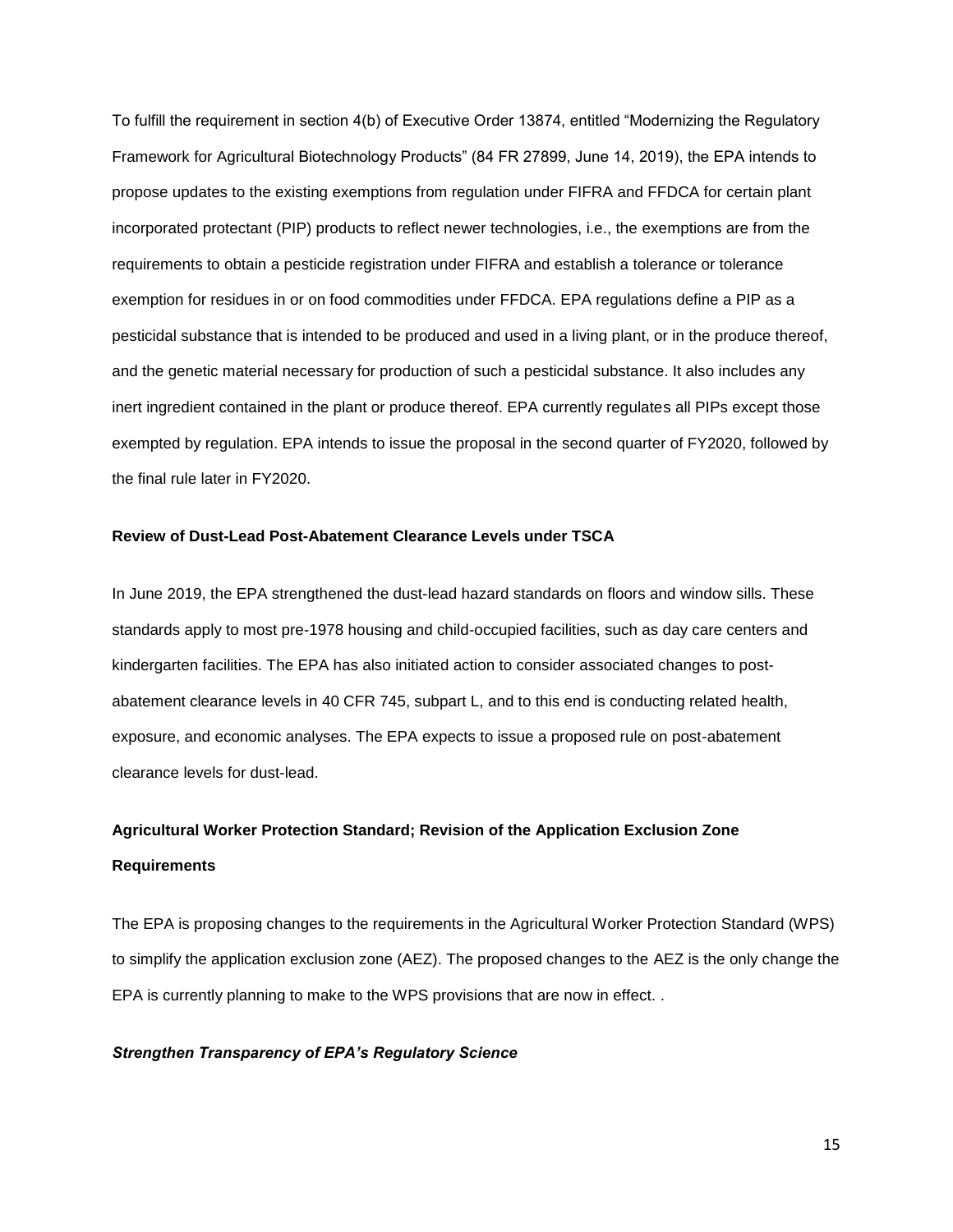To fulfill the requirement in section 4(b) of Executive Order 13874, entitled "Modernizing the Regulatory Framework for Agricultural Biotechnology Products" (84 FR 27899, June 14, 2019), the EPA intends to propose updates to the existing exemptions from regulation under FIFRA and FFDCA for certain plant incorporated protectant (PIP) products to reflect newer technologies, i.e., the exemptions are from the requirements to obtain a pesticide registration under FIFRA and establish a tolerance or tolerance exemption for residues in or on food commodities under FFDCA. EPA regulations define a PIP as a pesticidal substance that is intended to be produced and used in a living plant, or in the produce thereof, and the genetic material necessary for production of such a pesticidal substance. It also includes any inert ingredient contained in the plant or produce thereof. EPA currently regulates all PIPs except those exempted by regulation. EPA intends to issue the proposal in the second quarter of FY2020, followed by the final rule later in FY2020.

**Review of Dust-Lead Post-Abatement Clearance Levels under TSCA**

In June 2019, the EPA strengthened the dust-lead hazard standards on floors and window sills. These standards apply to most pre-1978 housing and child-occupied facilities, such as day care centers and kindergarten facilities. The EPA has also initiated action to consider associated changes to post-abatement clearance levels in 40 CFR 745, subpart L, and to this end is conducting related health, exposure, and economic analyses. The EPA expects to issue a proposed rule on post-abatement clearance levels for dust-lead.

**Agricultural Worker Protection Standard; Revision of the Application Exclusion Zone Requirements**

The EPA is proposing changes to the requirements in the Agricultural Worker Protection Standard (WPS) to simplify the application exclusion zone (AEZ). The proposed changes to the AEZ is the only change the EPA is currently planning to make to the WPS provisions that are now in effect. .

***Strengthen Transparency of EPA's Regulatory Science***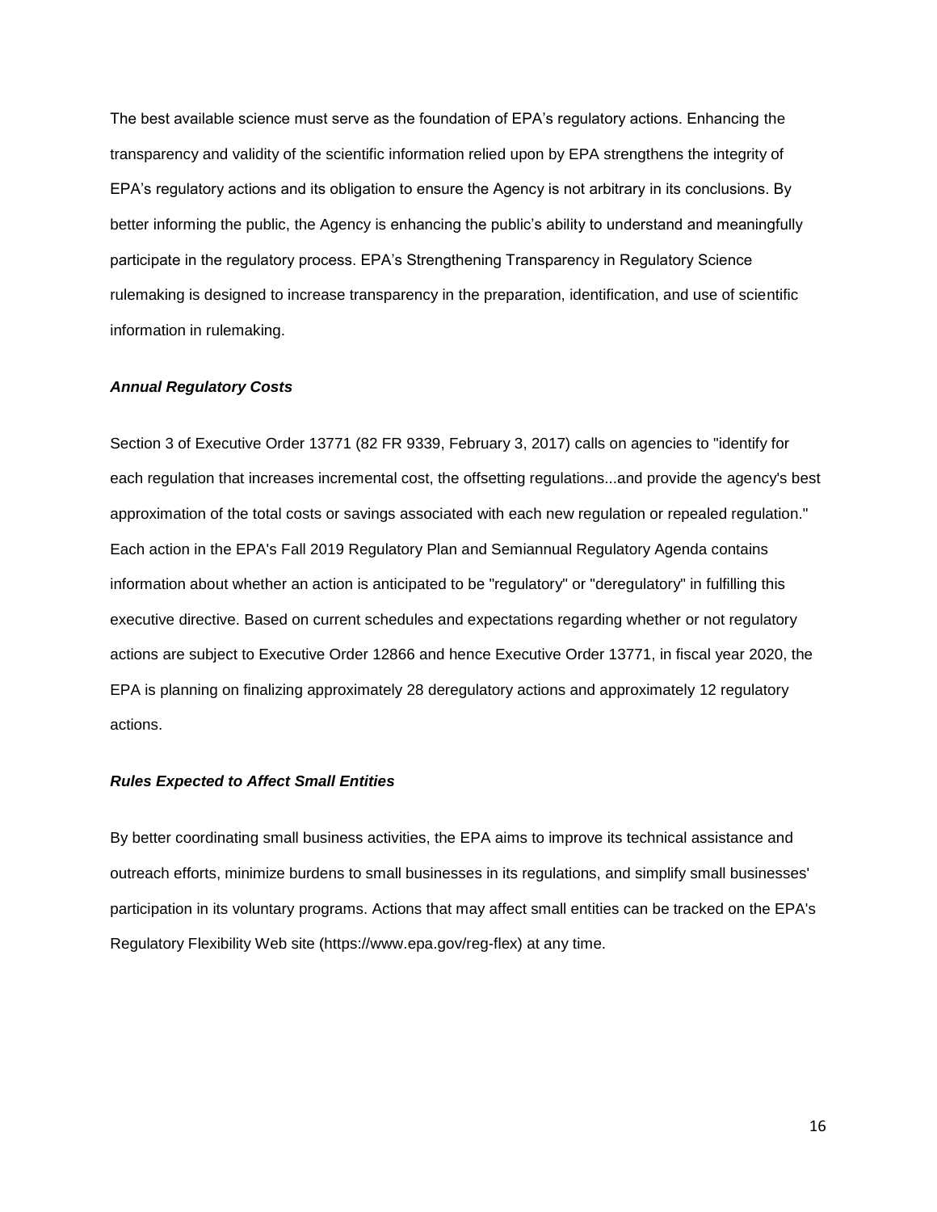The best available science must serve as the foundation of EPA's regulatory actions. Enhancing the transparency and validity of the scientific information relied upon by EPA strengthens the integrity of EPA's regulatory actions and its obligation to ensure the Agency is not arbitrary in its conclusions. By better informing the public, the Agency is enhancing the public's ability to understand and meaningfully participate in the regulatory process. EPA's Strengthening Transparency in Regulatory Science rulemaking is designed to increase transparency in the preparation, identification, and use of scientific information in rulemaking.

### *Annual Regulatory Costs*

Section 3 of Executive Order 13771 (82 FR 9339, February 3, 2017) calls on agencies to "identify for each regulation that increases incremental cost, the offsetting regulations...and provide the agency's best approximation of the total costs or savings associated with each new regulation or repealed regulation." Each action in the EPA's Fall 2019 Regulatory Plan and Semiannual Regulatory Agenda contains information about whether an action is anticipated to be "regulatory" or "deregulatory" in fulfilling this executive directive. Based on current schedules and expectations regarding whether or not regulatory actions are subject to Executive Order 12866 and hence Executive Order 13771, in fiscal year 2020, the EPA is planning on finalizing approximately 28 deregulatory actions and approximately 12 regulatory actions.

### *Rules Expected to Affect Small Entities*

By better coordinating small business activities, the EPA aims to improve its technical assistance and outreach efforts, minimize burdens to small businesses in its regulations, and simplify small businesses' participation in its voluntary programs. Actions that may affect small entities can be tracked on the EPA's Regulatory Flexibility Web site (https://www.epa.gov/reg-flex) at any time.